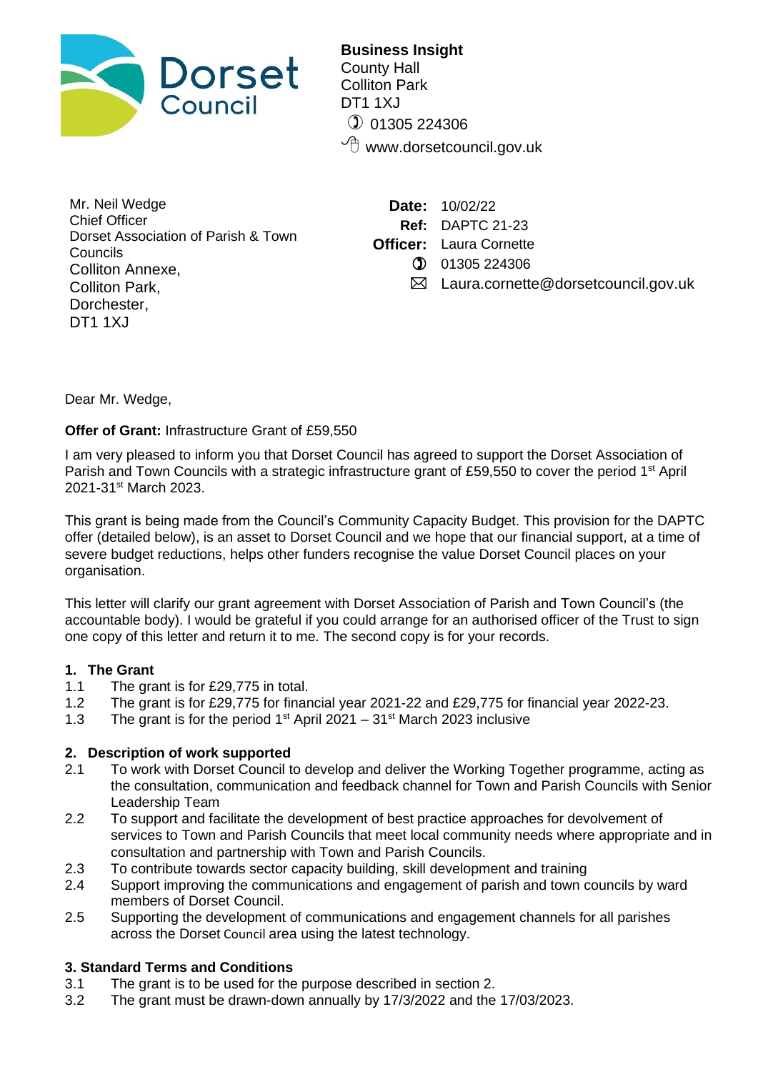Dorset Council

**Business Insight**
County Hall
Colliton Park
DT1 1XJ
01305 224306
www.dorsetcouncil.gov.uk

Mr. Neil Wedge
Chief Officer
Dorset Association of Parish & Town Councils
Colliton Annexe,
Colliton Park,
Dorchester,
DT1 1XJ

**Date:** 10/02/22
**Ref:** DAPTC 21-23
**Officer:** Laura Cornette
01305 224306
Laura.cornette@dorsetcouncil.gov.uk

Dear Mr. Wedge,

**Offer of Grant:** Infrastructure Grant of £59,550

I am very pleased to inform you that Dorset Council has agreed to support the Dorset Association of Parish and Town Councils with a strategic infrastructure grant of £59,550 to cover the period 1st April 2021-31st March 2023.

This grant is being made from the Council's Community Capacity Budget. This provision for the DAPTC offer (detailed below), is an asset to Dorset Council and we hope that our financial support, at a time of severe budget reductions, helps other funders recognise the value Dorset Council places on your organisation.

This letter will clarify our grant agreement with Dorset Association of Parish and Town Council's (the accountable body). I would be grateful if you could arrange for an authorised officer of the Trust to sign one copy of this letter and return it to me. The second copy is for your records.

**1. The Grant**

1.1 The grant is for £29,775 in total.
1.2 The grant is for £29,775 for financial year 2021-22 and £29,775 for financial year 2022-23.
1.3 The grant is for the period 1st April 2021 – 31st March 2023 inclusive

**2. Description of work supported**

2.1 To work with Dorset Council to develop and deliver the Working Together programme, acting as the consultation, communication and feedback channel for Town and Parish Councils with Senior Leadership Team
2.2 To support and facilitate the development of best practice approaches for devolvement of services to Town and Parish Councils that meet local community needs where appropriate and in consultation and partnership with Town and Parish Councils.
2.3 To contribute towards sector capacity building, skill development and training
2.4 Support improving the communications and engagement of parish and town councils by ward members of Dorset Council.
2.5 Supporting the development of communications and engagement channels for all parishes across the Dorset Council area using the latest technology.

**3. Standard Terms and Conditions**

3.1 The grant is to be used for the purpose described in section 2.
3.2 The grant must be drawn-down annually by 17/3/2022 and the 17/03/2023.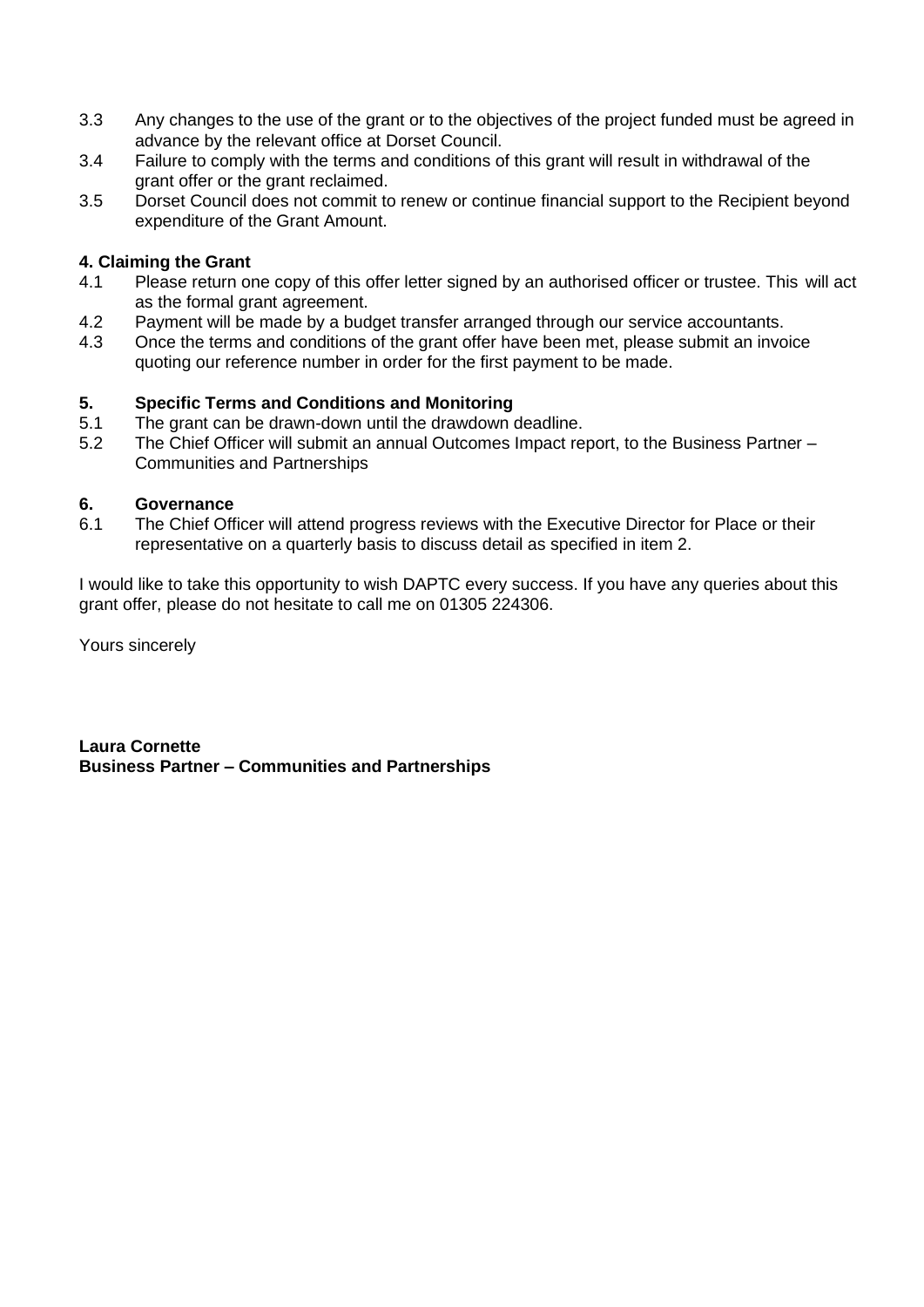3.3 Any changes to the use of the grant or to the objectives of the project funded must be agreed in advance by the relevant office at Dorset Council.

3.4 Failure to comply with the terms and conditions of this grant will result in withdrawal of the grant offer or the grant reclaimed.

3.5 Dorset Council does not commit to renew or continue financial support to the Recipient beyond expenditure of the Grant Amount.

**4. Claiming the Grant**

4.1 Please return one copy of this offer letter signed by an authorised officer or trustee. This will act as the formal grant agreement.

4.2 Payment will be made by a budget transfer arranged through our service accountants.

4.3 Once the terms and conditions of the grant offer have been met, please submit an invoice quoting our reference number in order for the first payment to be made.

**5. Specific Terms and Conditions and Monitoring**

5.1 The grant can be drawn-down until the drawdown deadline.

5.2 The Chief Officer will submit an annual Outcomes Impact report, to the Business Partner – Communities and Partnerships

**6. Governance**

6.1 The Chief Officer will attend progress reviews with the Executive Director for Place or their representative on a quarterly basis to discuss detail as specified in item 2.

I would like to take this opportunity to wish DAPTC every success. If you have any queries about this grant offer, please do not hesitate to call me on 01305 224306.

Yours sincerely

**Laura Cornette**
**Business Partner – Communities and Partnerships**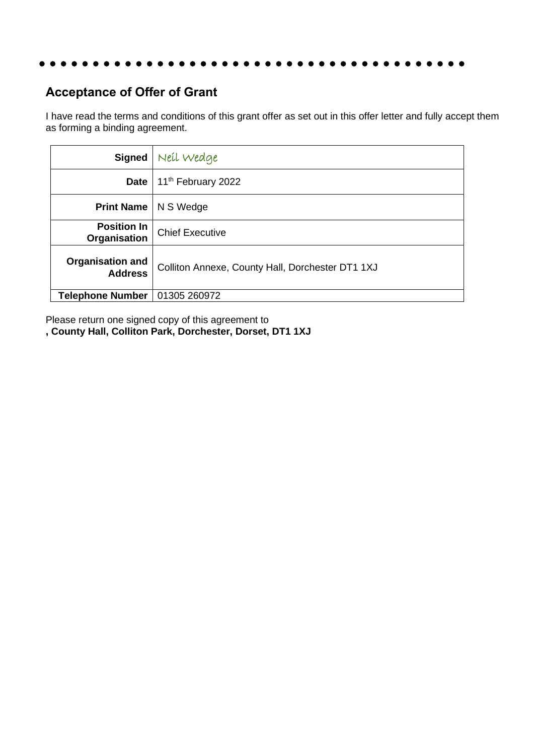## Acceptance of Offer of Grant

I have read the terms and conditions of this grant offer as set out in this offer letter and fully accept them as forming a binding agreement.

| | |
|---|---|
| **Signed** | Neil Wedge |
| **Date** | 11th February 2022 |
| **Print Name** | N S Wedge |
| **Position In Organisation** | Chief Executive |
| **Organisation and Address** | Colliton Annexe, County Hall, Dorchester DT1 1XJ |
| **Telephone Number** | 01305 260972 |

Please return one signed copy of this agreement to
**, County Hall, Colliton Park, Dorchester, Dorset, DT1 1XJ**